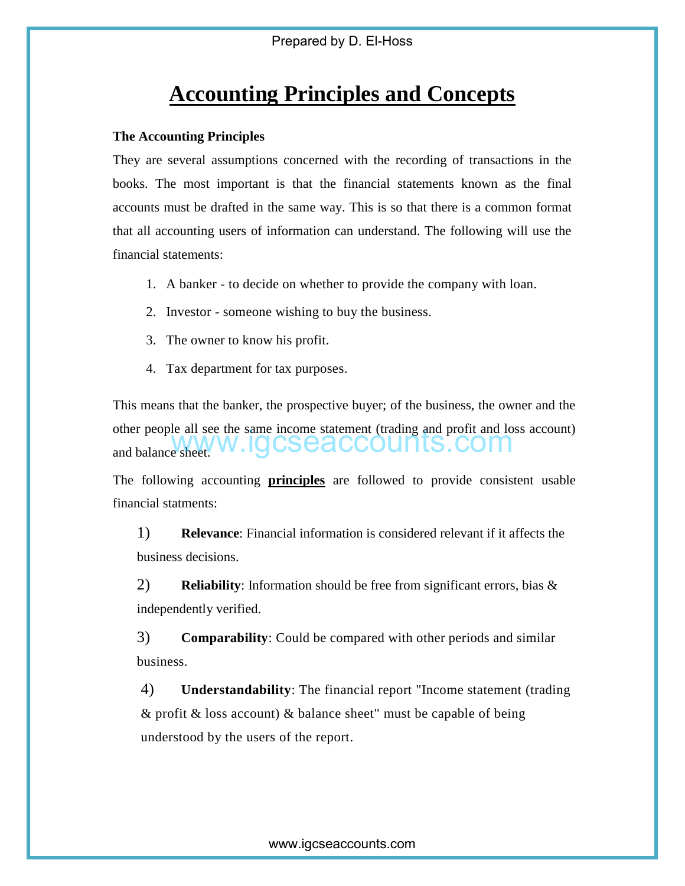# Accounting Principles and Concepts

**The Accounting Principles**

They are several assumptions concerned with the recording of transactions in the books. The most important is that the financial statements known as the final accounts must be drafted in the same way. This is so that there is a common format that all accounting users of information can understand. The following will use the financial statements:

1. A banker - to decide on whether to provide the company with loan.
2. Investor - someone wishing to buy the business.
3. The owner to know his profit.
4. Tax department for tax purposes.

This means that the banker, the prospective buyer; of the business, the owner and the other people all see the same income statement (trading and profit and loss account) and balance sheet.

The following accounting **principles** are followed to provide consistent usable financial statments:

1) **Relevance**: Financial information is considered relevant if it affects the business decisions.

2) **Reliability**: Information should be free from significant errors, bias & independently verified.

3) **Comparability**: Could be compared with other periods and similar business.

4) **Understandability**: The financial report "Income statement (trading & profit & loss account) & balance sheet" must be capable of being understood by the users of the report.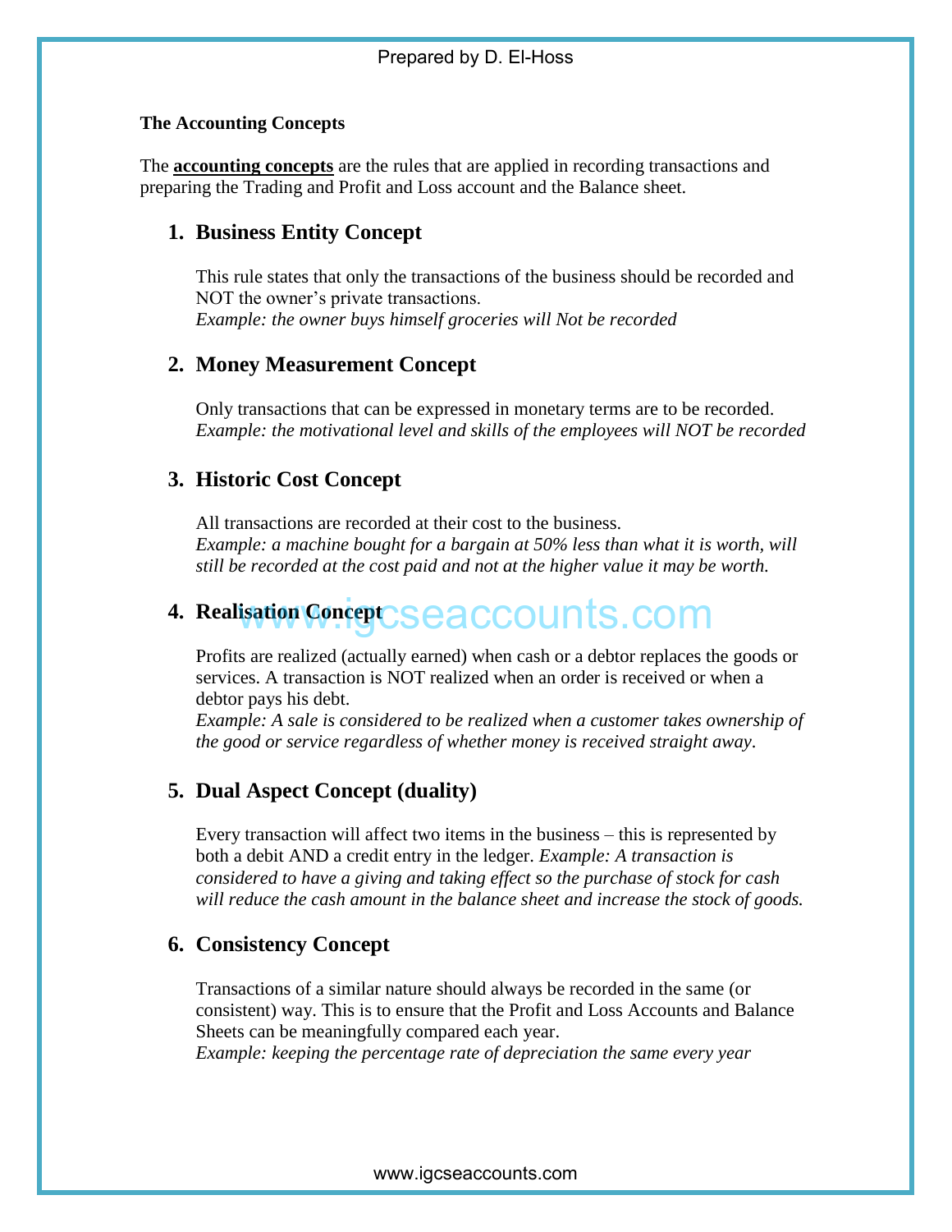**The Accounting Concepts**

The **accounting concepts** are the rules that are applied in recording transactions and preparing the Trading and Profit and Loss account and the Balance sheet.

## 1. Business Entity Concept

This rule states that only the transactions of the business should be recorded and NOT the owner's private transactions.
*Example: the owner buys himself groceries will Not be recorded*

## 2. Money Measurement Concept

Only transactions that can be expressed in monetary terms are to be recorded.
*Example: the motivational level and skills of the employees will NOT be recorded*

## 3. Historic Cost Concept

All transactions are recorded at their cost to the business.
*Example: a machine bought for a bargain at 50% less than what it is worth, will still be recorded at the cost paid and not at the higher value it may be worth.*

## 4. Realisation Concept

Profits are realized (actually earned) when cash or a debtor replaces the goods or services. A transaction is NOT realized when an order is received or when a debtor pays his debt.
*Example: A sale is considered to be realized when a customer takes ownership of the good or service regardless of whether money is received straight away.*

## 5. Dual Aspect Concept (duality)

Every transaction will affect two items in the business – this is represented by both a debit AND a credit entry in the ledger. *Example: A transaction is considered to have a giving and taking effect so the purchase of stock for cash will reduce the cash amount in the balance sheet and increase the stock of goods.*

## 6. Consistency Concept

Transactions of a similar nature should always be recorded in the same (or consistent) way. This is to ensure that the Profit and Loss Accounts and Balance Sheets can be meaningfully compared each year.
*Example: keeping the percentage rate of depreciation the same every year*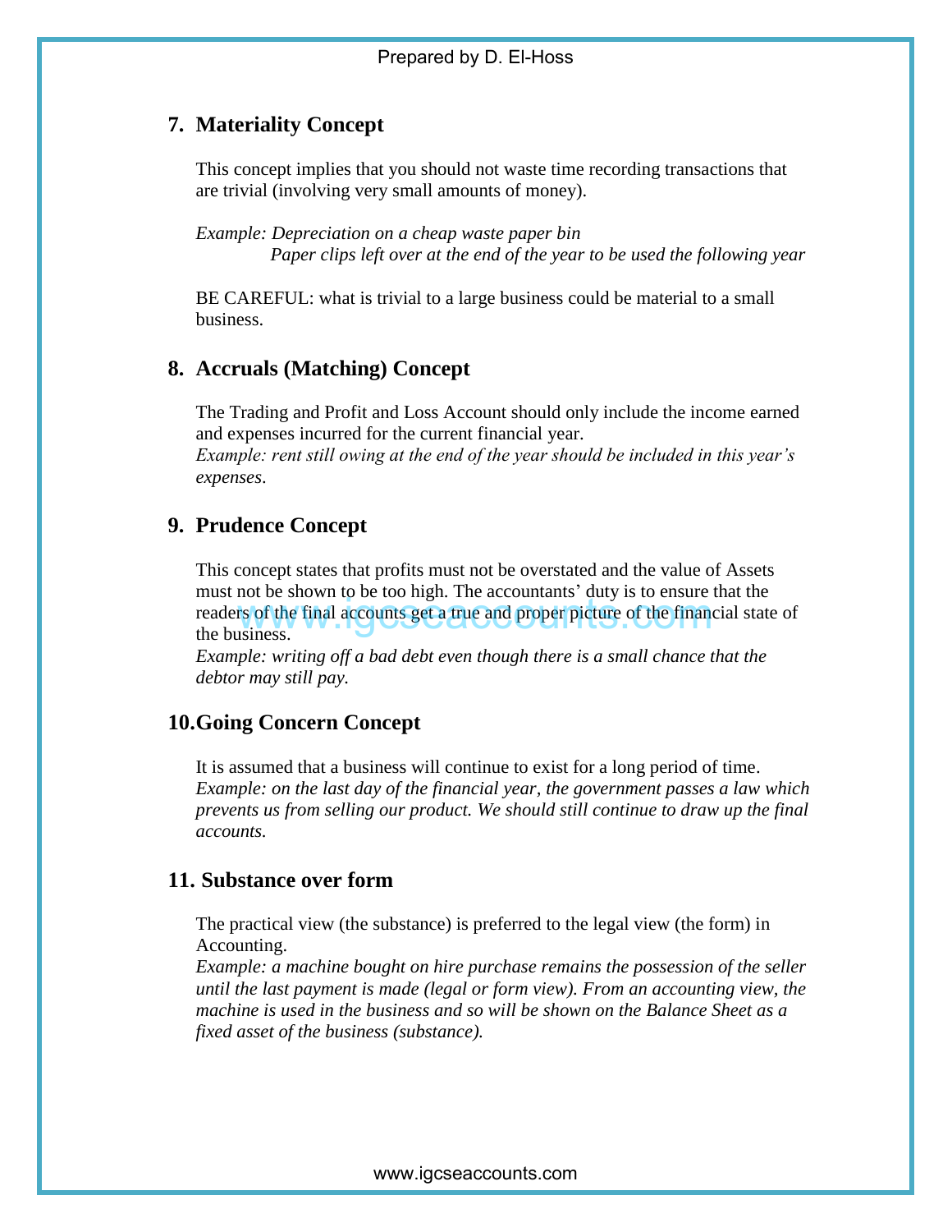## 7. Materiality Concept

This concept implies that you should not waste time recording transactions that are trivial (involving very small amounts of money).

*Example: Depreciation on a cheap waste paper bin*
*Paper clips left over at the end of the year to be used the following year*

BE CAREFUL: what is trivial to a large business could be material to a small business.

## 8. Accruals (Matching) Concept

The Trading and Profit and Loss Account should only include the income earned and expenses incurred for the current financial year.
*Example: rent still owing at the end of the year should be included in this year's expenses.*

## 9. Prudence Concept

This concept states that profits must not be overstated and the value of Assets must not be shown to be too high. The accountants' duty is to ensure that the readers of the final accounts get a true and proper picture of the financial state of the business.
*Example: writing off a bad debt even though there is a small chance that the debtor may still pay.*

## 10. Going Concern Concept

It is assumed that a business will continue to exist for a long period of time.
*Example: on the last day of the financial year, the government passes a law which prevents us from selling our product. We should still continue to draw up the final accounts.*

## 11. Substance over form

The practical view (the substance) is preferred to the legal view (the form) in Accounting.
*Example: a machine bought on hire purchase remains the possession of the seller until the last payment is made (legal or form view). From an accounting view, the machine is used in the business and so will be shown on the Balance Sheet as a fixed asset of the business (substance).*